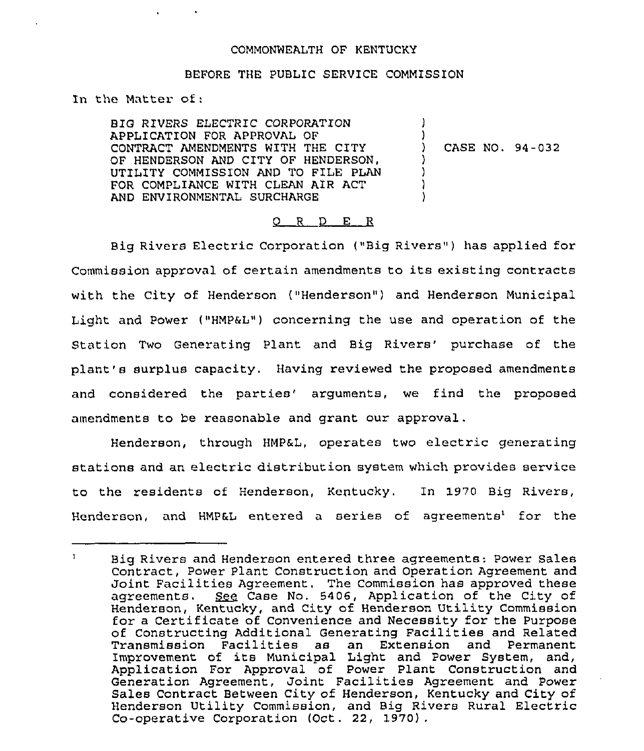COMMONWEALTH OF KENTUCKY

BEFORE THE PUBLIC SERVICE COMMISSION

In the Matter of:

| | | |
|---|---|---|
| BIG RIVERS ELECTRIC CORPORATION APPLICATION FOR APPROVAL OF CONTRACT AMENDMENTS WITH THE CITY OF HENDERSON AND CITY OF HENDERSON, UTILITY COMMISSION AND TO FILE PLAN FOR COMPLIANCE WITH CLEAN AIR ACT AND ENVIRONMENTAL SURCHARGE | ) | CASE NO. 94-032 |

O R D E R

Big Rivers Electric Corporation ("Big Rivers") has applied for Commission approval of certain amendments to its existing contracts with the City of Henderson ("Henderson") and Henderson Municipal Light and Power ("HMP&L") concerning the use and operation of the Station Two Generating Plant and Big Rivers' purchase of the plant's surplus capacity. Having reviewed the proposed amendments and considered the parties' arguments, we find the proposed amendments to be reasonable and grant our approval.

Henderson, through HMP&L, operates two electric generating stations and an electric distribution system which provides service to the residents of Henderson, Kentucky. In 1970 Big Rivers, Henderson, and HMP&L entered a series of agreements[1] for the

[1] Big Rivers and Henderson entered three agreements: Power Sales Contract, Power Plant Construction and Operation Agreement and Joint Facilities Agreement. The Commission has approved these agreements. *See* Case No. 5406, Application of the City of Henderson, Kentucky, and City of Henderson Utility Commission for a Certificate of Convenience and Necessity for the Purpose of Constructing Additional Generating Facilities and Related Transmission Facilities as an Extension and Permanent Improvement of its Municipal Light and Power System, and, Application For Approval of Power Plant Construction and Generation Agreement, Joint Facilities Agreement and Power Sales Contract Between City of Henderson, Kentucky and City of Henderson Utility Commission, and Big Rivers Rural Electric Co-operative Corporation (Oct. 22, 1970).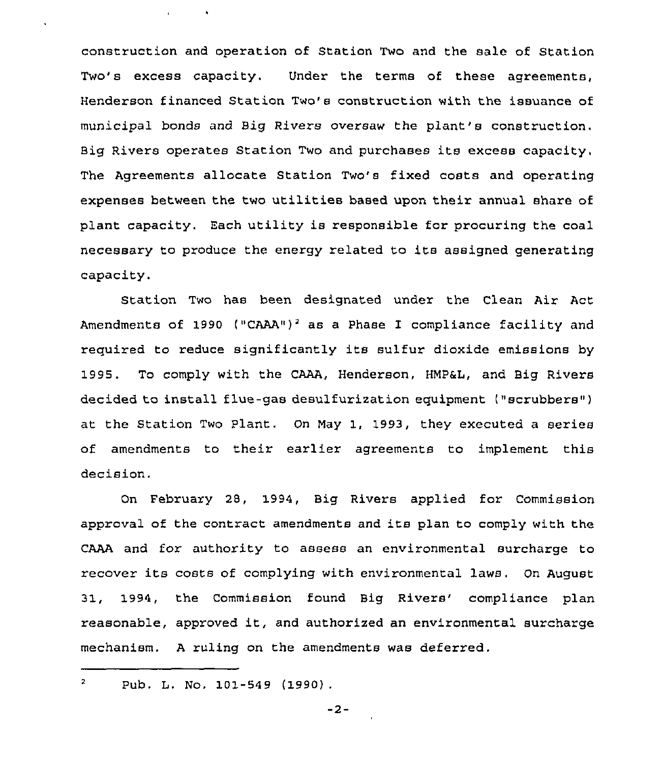construction and operation of Station Two and the sale of Station Two's excess capacity. Under the terms of these agreements, Henderson financed Station Two's construction with the issuance of municipal bonds and Big Rivers oversaw the plant's construction. Big Rivers operates Station Two and purchases its excess capacity. The Agreements allocate Station Two's fixed costs and operating expenses between the two utilities based upon their annual share of plant capacity. Each utility is responsible for procuring the coal necessary to produce the energy related to its assigned generating capacity.

Station Two has been designated under the Clean Air Act Amendments of 1990 ("CAAA")[2] as a Phase I compliance facility and required to reduce significantly its sulfur dioxide emissions by 1995. To comply with the CAAA, Henderson, HMP&L, and Big Rivers decided to install flue-gas desulfurization equipment ("scrubbers") at the Station Two Plant. On May 1, 1993, they executed a series of amendments to their earlier agreements to implement this decision.

On February 28, 1994, Big Rivers applied for Commission approval of the contract amendments and its plan to comply with the CAAA and for authority to assess an environmental surcharge to recover its costs of complying with environmental laws. On August 31, 1994, the Commission found Big Rivers' compliance plan reasonable, approved it, and authorized an environmental surcharge mechanism. A ruling on the amendments was deferred.

---

[2] Pub. L. No. 101-549 (1990).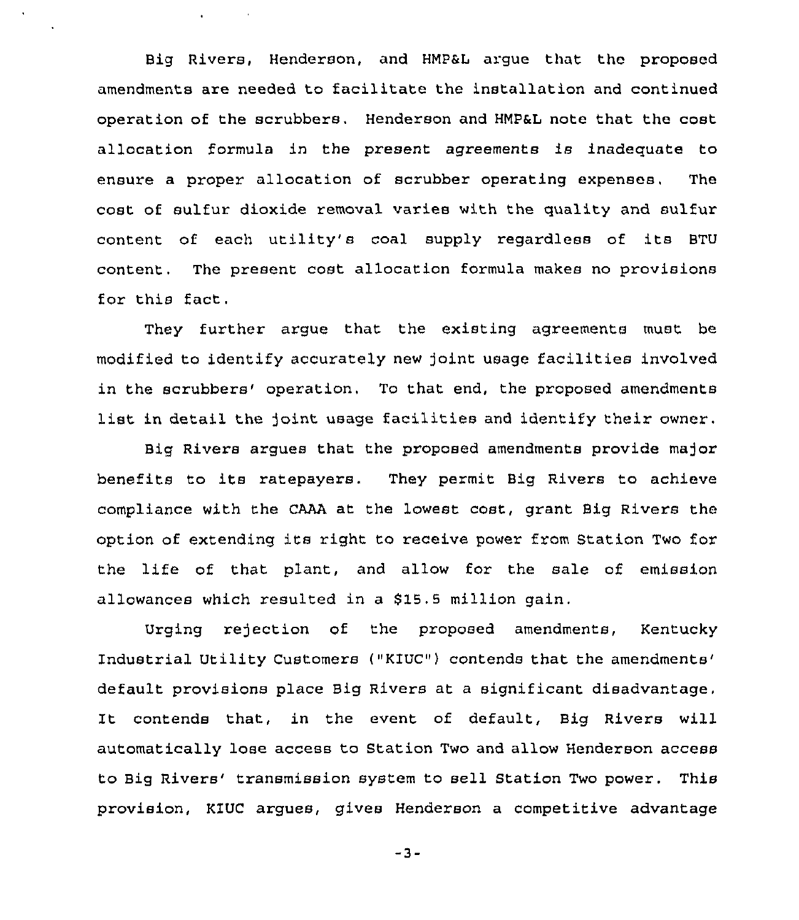Big Rivers, Henderson, and HMP&L argue that the proposed amendments are needed to facilitate the installation and continued operation of the scrubbers. Henderson and HMP&L note that the cost allocation formula in the present agreements is inadequate to ensure a proper allocation of scrubber operating expenses. The cost of sulfur dioxide removal varies with the quality and sulfur content of each utility's coal supply regardless of its BTU content. The present cost allocation formula makes no provisions for this fact.

They further argue that the existing agreements must be modified to identify accurately new joint usage facilities involved in the scrubbers' operation. To that end, the proposed amendments list in detail the joint usage facilities and identify their owner.

Big Rivers argues that the proposed amendments provide major benefits to its ratepayers. They permit Big Rivers to achieve compliance with the CAAA at the lowest cost, grant Big Rivers the option of extending its right to receive power from Station Two for the life of that plant, and allow for the sale of emission allowances which resulted in a $15.5 million gain.

Urging rejection of the proposed amendments, Kentucky Industrial Utility Customers ("KIUC") contends that the amendments' default provisions place Big Rivers at a significant disadvantage. It contends that, in the event of default, Big Rivers will automatically lose access to Station Two and allow Henderson access to Big Rivers' transmission system to sell Station Two power. This provision, KIUC argues, gives Henderson a competitive advantage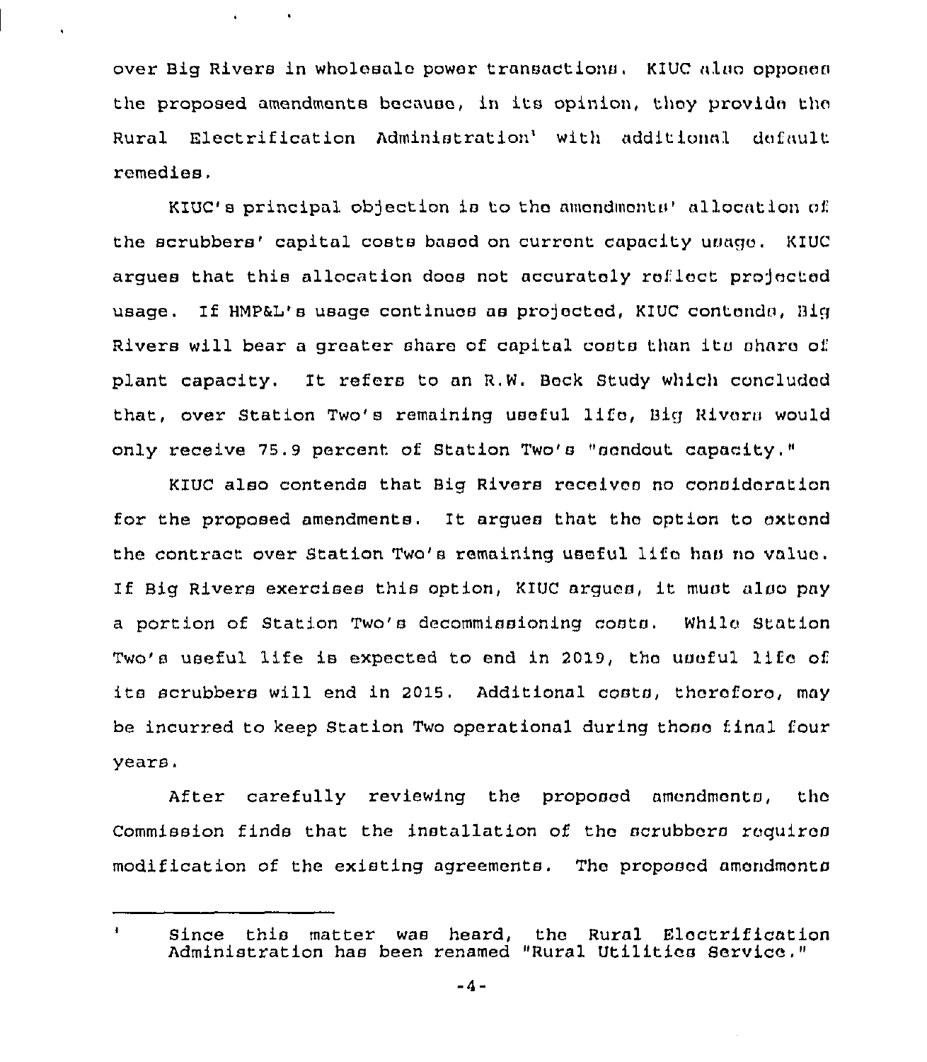over Big Rivers in wholesale power transactions. KIUC also opposes the proposed amendments because, in its opinion, they provide the Rural Electrification Administration[1] with additional default remedies.

KIUC's principal objection is to the amendments' allocation of the scrubbers' capital costs based on current capacity usage. KIUC argues that this allocation does not accurately reflect projected usage. If HMP&L's usage continues as projected, KIUC contends, Big Rivers will bear a greater share of capital costs than its share of plant capacity. It refers to an R.W. Beck Study which concluded that, over Station Two's remaining useful life, Big Rivers would only receive 75.9 percent of Station Two's "sendout capacity."

KIUC also contends that Big Rivers receives no consideration for the proposed amendments. It argues that the option to extend the contract over Station Two's remaining useful life has no value. If Big Rivers exercises this option, KIUC argues, it must also pay a portion of Station Two's decommissioning costs. While Station Two's useful life is expected to end in 2019, the useful life of its scrubbers will end in 2015. Additional costs, therefore, may be incurred to keep Station Two operational during those final four years.

After carefully reviewing the proposed amendments, the Commission finds that the installation of the scrubbers requires modification of the existing agreements. The proposed amendments

---

[1] Since this matter was heard, the Rural Electrification Administration has been renamed "Rural Utilities Service."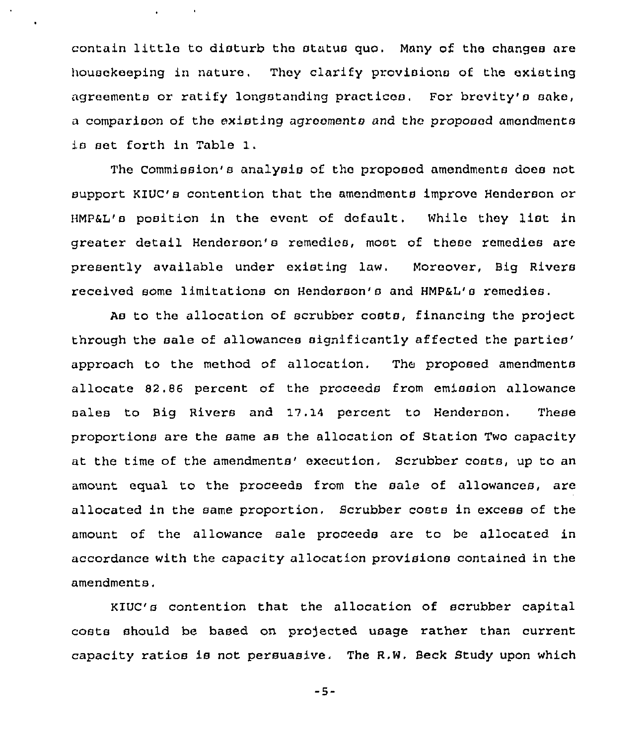contain little to disturb the status quo. Many of the changes are housekeeping in nature. They clarify provisions of the existing agreements or ratify longstanding practices. For brevity's sake, a comparison of the existing agreements and the proposed amendments is set forth in Table 1.

The Commission's analysis of the proposed amendments does not support KIUC's contention that the amendments improve Henderson or HMP&L's position in the event of default. While they list in greater detail Henderson's remedies, most of these remedies are presently available under existing law. Moreover, Big Rivers received some limitations on Henderson's and HMP&L's remedies.

As to the allocation of scrubber costs, financing the project through the sale of allowances significantly affected the parties' approach to the method of allocation. The proposed amendments allocate 82.86 percent of the proceeds from emission allowance sales to Big Rivers and 17.14 percent to Henderson. These proportions are the same as the allocation of Station Two capacity at the time of the amendments' execution. Scrubber costs, up to an amount equal to the proceeds from the sale of allowances, are allocated in the same proportion. Scrubber costs in excess of the amount of the allowance sale proceeds are to be allocated in accordance with the capacity allocation provisions contained in the amendments.

KIUC's contention that the allocation of scrubber capital costs should be based on projected usage rather than current capacity ratios is not persuasive. The R.W. Beck Study upon which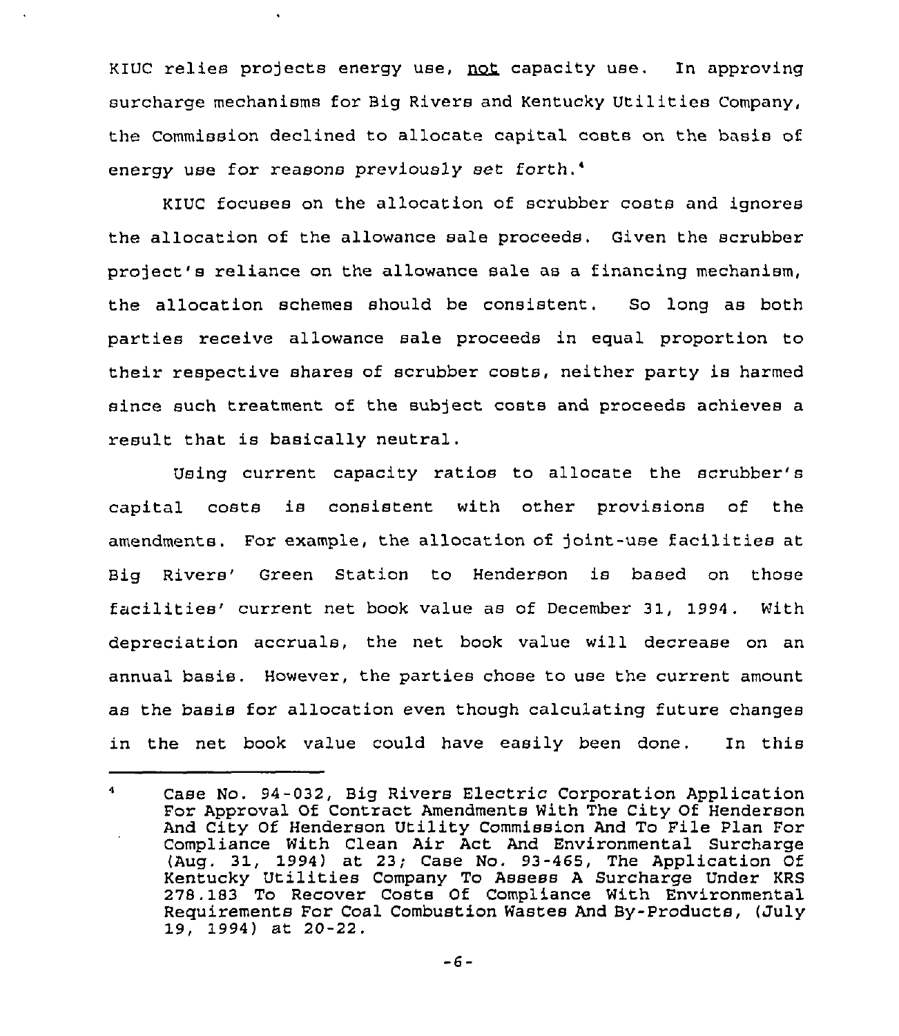KIUC relies projects energy use, not capacity use. In approving surcharge mechanisms for Big Rivers and Kentucky Utilities Company, the Commission declined to allocate capital costs on the basis of energy use for reasons previously set forth.[4]

KIUC focuses on the allocation of scrubber costs and ignores the allocation of the allowance sale proceeds. Given the scrubber project's reliance on the allowance sale as a financing mechanism, the allocation schemes should be consistent. So long as both parties receive allowance sale proceeds in equal proportion to their respective shares of scrubber costs, neither party is harmed since such treatment of the subject costs and proceeds achieves a result that is basically neutral.

Using current capacity ratios to allocate the scrubber's capital costs is consistent with other provisions of the amendments. For example, the allocation of joint-use facilities at Big Rivers' Green Station to Henderson is based on those facilities' current net book value as of December 31, 1994. With depreciation accruals, the net book value will decrease on an annual basis. However, the parties chose to use the current amount as the basis for allocation even though calculating future changes in the net book value could have easily been done. In this

---

[4] Case No. 94-032, Big Rivers Electric Corporation Application For Approval Of Contract Amendments With The City Of Henderson And City Of Henderson Utility Commission And To File Plan For Compliance With Clean Air Act And Environmental Surcharge (Aug. 31, 1994) at 23; Case No. 93-465, The Application Of Kentucky Utilities Company To Assess A Surcharge Under KRS 278.183 To Recover Costs Of Compliance With Environmental Requirements For Coal Combustion Wastes And By-Products, (July 19, 1994) at 20-22.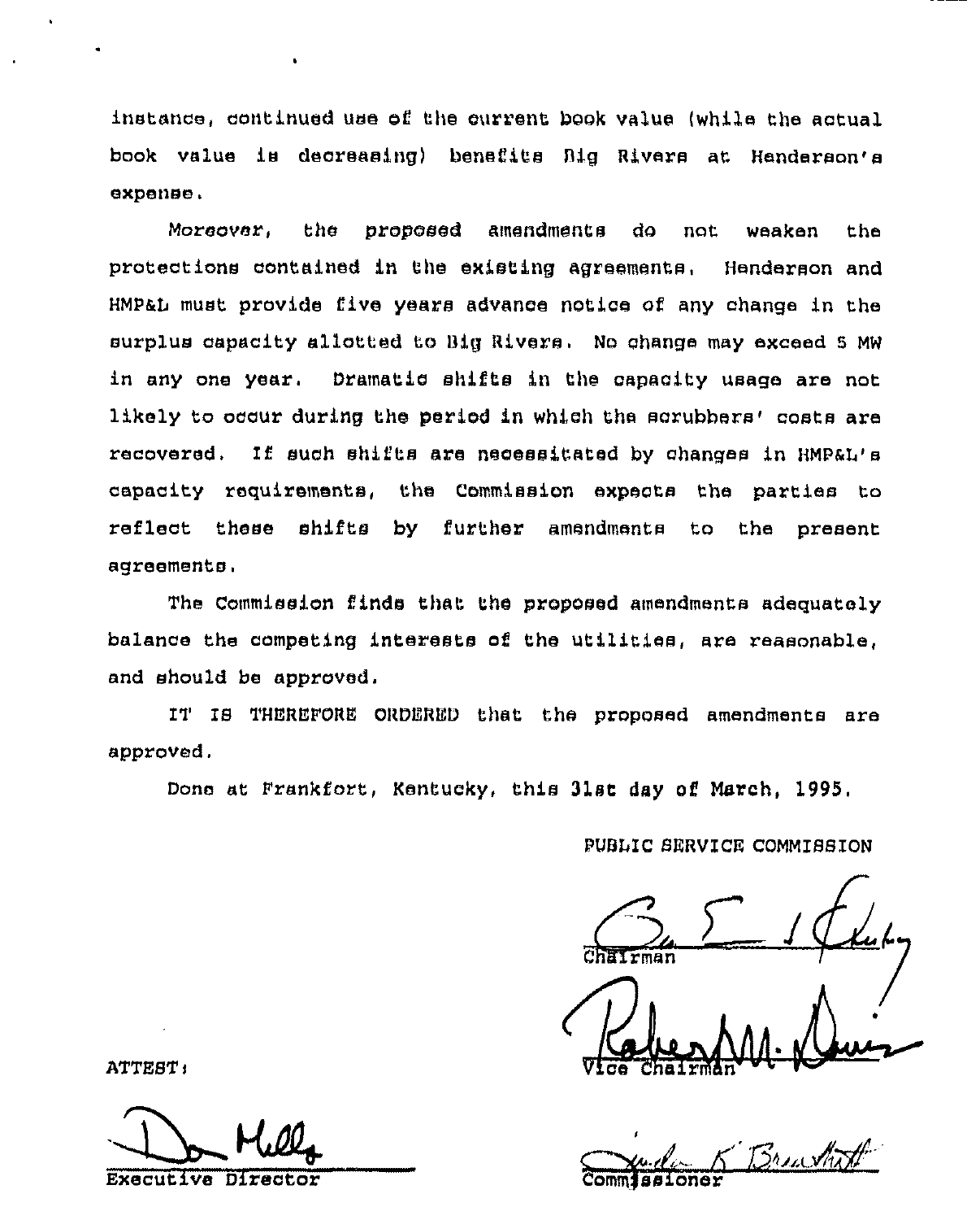instance, continued use of the current book value (while the actual book value is decreasing) benefits Big Rivers at Henderson's expense.

Moreover, the proposed amendments do not weaken the protections contained in the existing agreements. Henderson and HMP&L must provide five years advance notice of any change in the surplus capacity allotted to Big Rivers. No change may exceed 5 MW in any one year. Dramatic shifts in the capacity usage are not likely to occur during the period in which the scrubbers' costs are recovered. If such shifts are necessitated by changes in HMP&L's capacity requirements, the Commission expects the parties to reflect these shifts by further amendments to the present agreements.

The Commission finds that the proposed amendments adequately balance the competing interests of the utilities, are reasonable, and should be approved.

IT IS THEREFORE ORDERED that the proposed amendments are approved.

Done at Frankfort, Kentucky, this 31st day of March, 1995.

PUBLIC SERVICE COMMISSION

Chairman

Vice Chairman

Commissioner

ATTEST:

Executive Director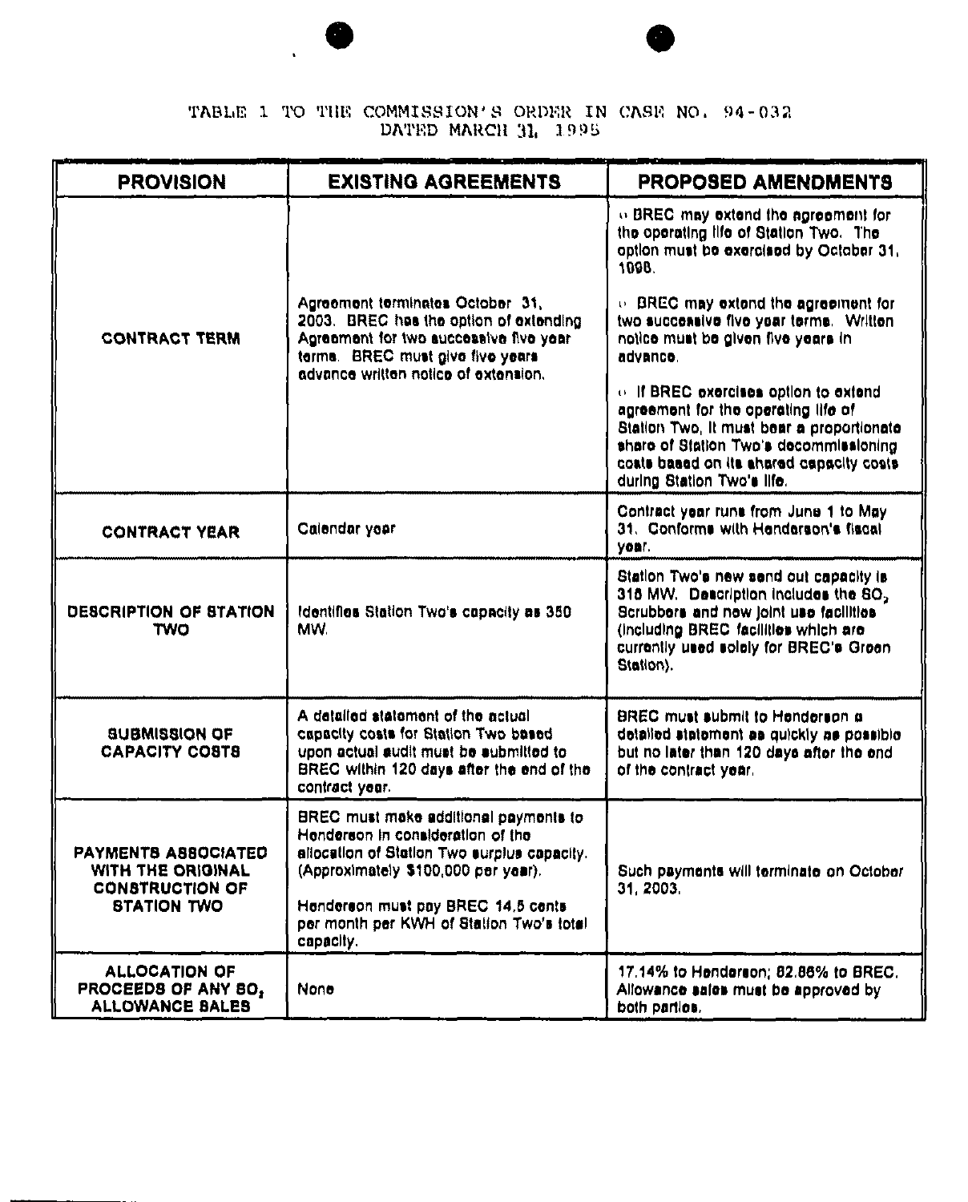TABLE 1 TO THE COMMISSION'S ORDER IN CASE NO. 94-032 DATED MARCH 31, 1995

| PROVISION | EXISTING AGREEMENTS | PROPOSED AMENDMENTS |
|---|---|---|
| CONTRACT TERM | Agreement terminates October 31, 2003. BREC has the option of extending Agreement for two successive five year terms. BREC must give five years advance written notice of extension. | ◦ BREC may extend the agreement for the operating life of Station Two. The option must be exercised by October 31, 1998.<br><br>◦ BREC may extend the agreement for two successive five year terms. Written notice must be given five years in advance.<br><br>◦ If BREC exercises option to extend agreement for the operating life of Station Two, it must bear a proportionate share of Station Two's decommissioning costs based on its shared capacity costs during Station Two's life. |
| CONTRACT YEAR | Calendar year | Contract year runs from June 1 to May 31. Conforms with Henderson's fiscal year. |
| DESCRIPTION OF STATION TWO | Identifies Station Two's capacity as 350 MW. | Station Two's new send out capacity is 315 MW. Description includes the $SO_2$ Scrubbers and new joint use facilities (including BREC facilities which are currently used solely for BREC's Green Station). |
| SUBMISSION OF CAPACITY COSTS | A detailed statement of the actual capacity costs for Station Two based upon actual audit must be submitted to BREC within 120 days after the end of the contract year. | BREC must submit to Henderson a detailed statement as quickly as possible but no later than 120 days after the end of the contract year. |
| PAYMENTS ASSOCIATED WITH THE ORIGINAL CONSTRUCTION OF STATION TWO | BREC must make additional payments to Henderson in consideration of the allocation of Station Two surplus capacity. (Approximately $100,000 per year).<br><br>Henderson must pay BREC 14.5 cents per month per KWH of Station Two's total capacity. | Such payments will terminate on October 31, 2003. |
| ALLOCATION OF PROCEEDS OF ANY $SO_2$ ALLOWANCE SALES | None | 17.14% to Henderson; 82.86% to BREC. Allowance sales must be approved by both parties. |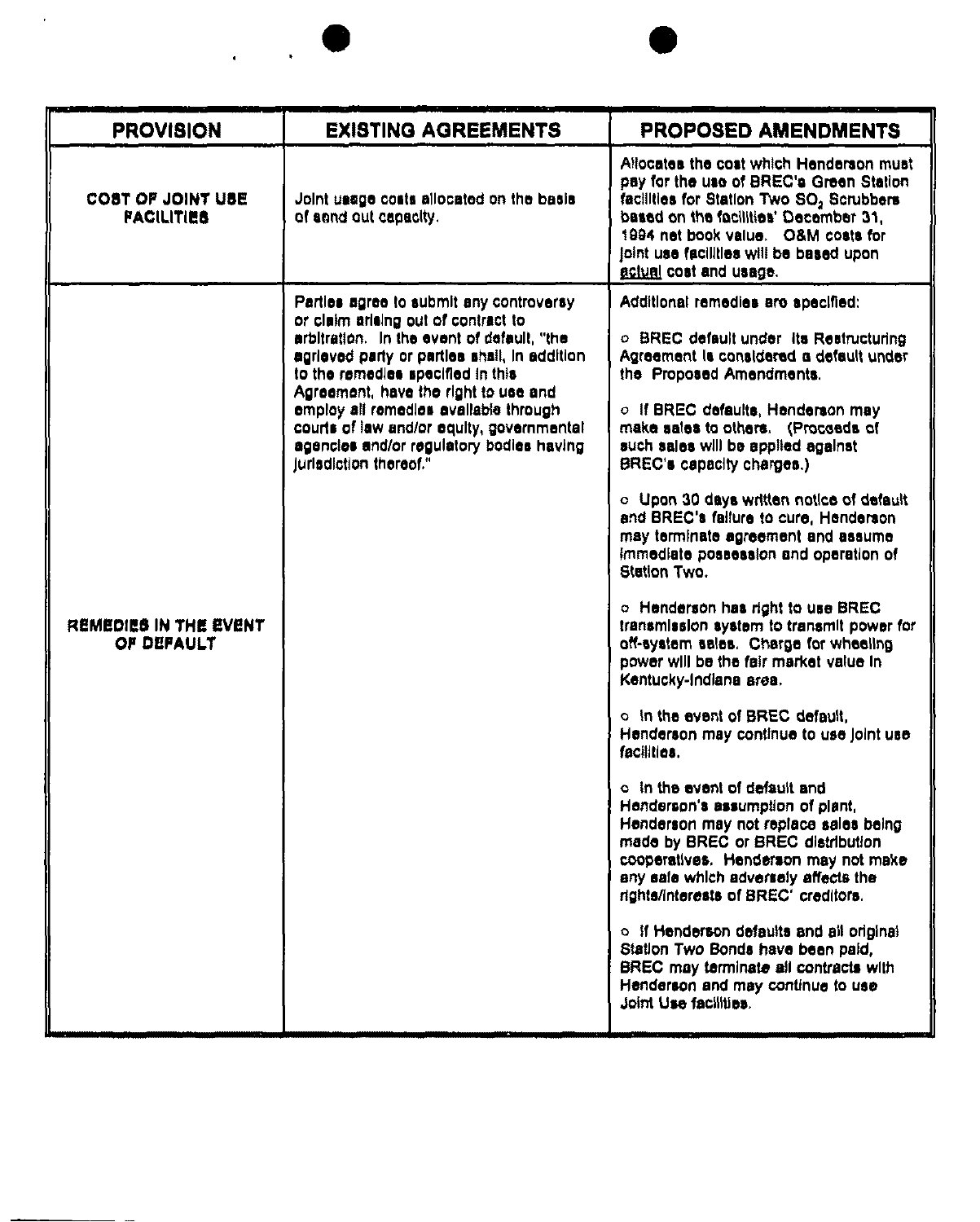| PROVISION | EXISTING AGREEMENTS | PROPOSED AMENDMENTS |
|---|---|---|
| **COST OF JOINT USE FACILITIES** | Joint usage costs allocated on the basis of send out capacity. | Allocates the cost which Henderson must pay for the use of BREC's Green Station facilities for Station Two $SO_2$ Scrubbers based on the facilities' December 31, 1994 net book value. O&M costs for joint use facilities will be based upon actual cost and usage. |
| **REMEDIES IN THE EVENT OF DEFAULT** | Parties agree to submit any controversy or claim arising out of contract to arbitration. In the event of default, "the agrieved party or parties shall, in addition to the remedies specified in this Agreement, have the right to use and employ all remedies available through courts of law and/or equity, governmental agencies and/or regulatory bodies having jurisdiction thereof." | Additional remedies are specified:<br><br>o BREC default under its Restructuring Agreement is considered a default under the Proposed Amendments.<br><br>o If BREC defaults, Henderson may make sales to others. (Proceeds of such sales will be applied against BREC's capacity charges.)<br><br>o Upon 30 days written notice of default and BREC's failure to cure, Henderson may terminate agreement and assume immediate possession and operation of Station Two.<br><br>o Henderson has right to use BREC transmission system to transmit power for off-system sales. Charge for wheeling power will be the fair market value in Kentucky-Indiana area.<br><br>o In the event of BREC default, Henderson may continue to use joint use facilities.<br><br>o In the event of default and Henderson's assumption of plant, Henderson may not replace sales being made by BREC or BREC distribution cooperatives. Henderson may not make any sale which adversely affects the rights/interests of BREC' creditors.<br><br>o If Henderson defaults and all original Station Two Bonds have been paid, BREC may terminate all contracts with Henderson and may continue to use Joint Use facilities. |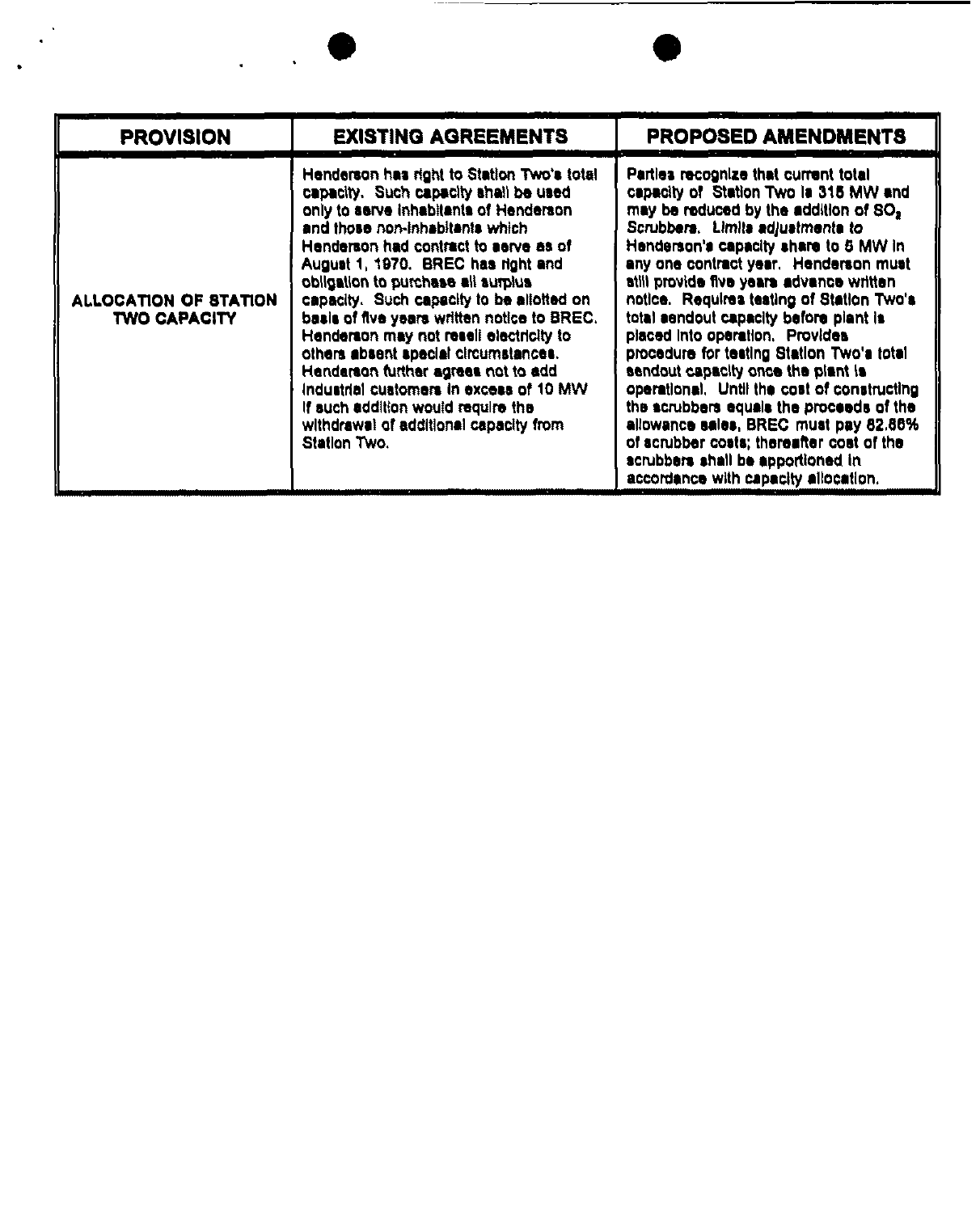| PROVISION | EXISTING AGREEMENTS | PROPOSED AMENDMENTS |
|---|---|---|
| **ALLOCATION OF STATION TWO CAPACITY** | Henderson has right to Station Two's total capacity. Such capacity shall be used only to serve inhabitants of Henderson and those non-inhabitants which Henderson had contract to serve as of August 1, 1970. BREC has right and obligation to purchase all surplus capacity. Such capacity to be allotted on basis of five years written notice to BREC. Henderson may not resell electricity to others absent special circumstances. Henderson further agrees not to add industrial customers in excess of 10 MW if such addition would require the withdrawal of additional capacity from Station Two. | Parties recognize that current total capacity of Station Two is 315 MW and may be reduced by the addition of $SO_2$ Scrubbers. Limits adjustments to Henderson's capacity share to 5 MW in any one contract year. Henderson must still provide five years advance written notice. Requires testing of Station Two's total sendout capacity before plant is placed into operation. Provides procedure for testing Station Two's total sendout capacity once the plant is operational. Until the cost of constructing the scrubbers equals the proceeds of the allowance sales, BREC must pay 82.86% of scrubber costs; thereafter cost of the scrubbers shall be apportioned in accordance with capacity allocation. |